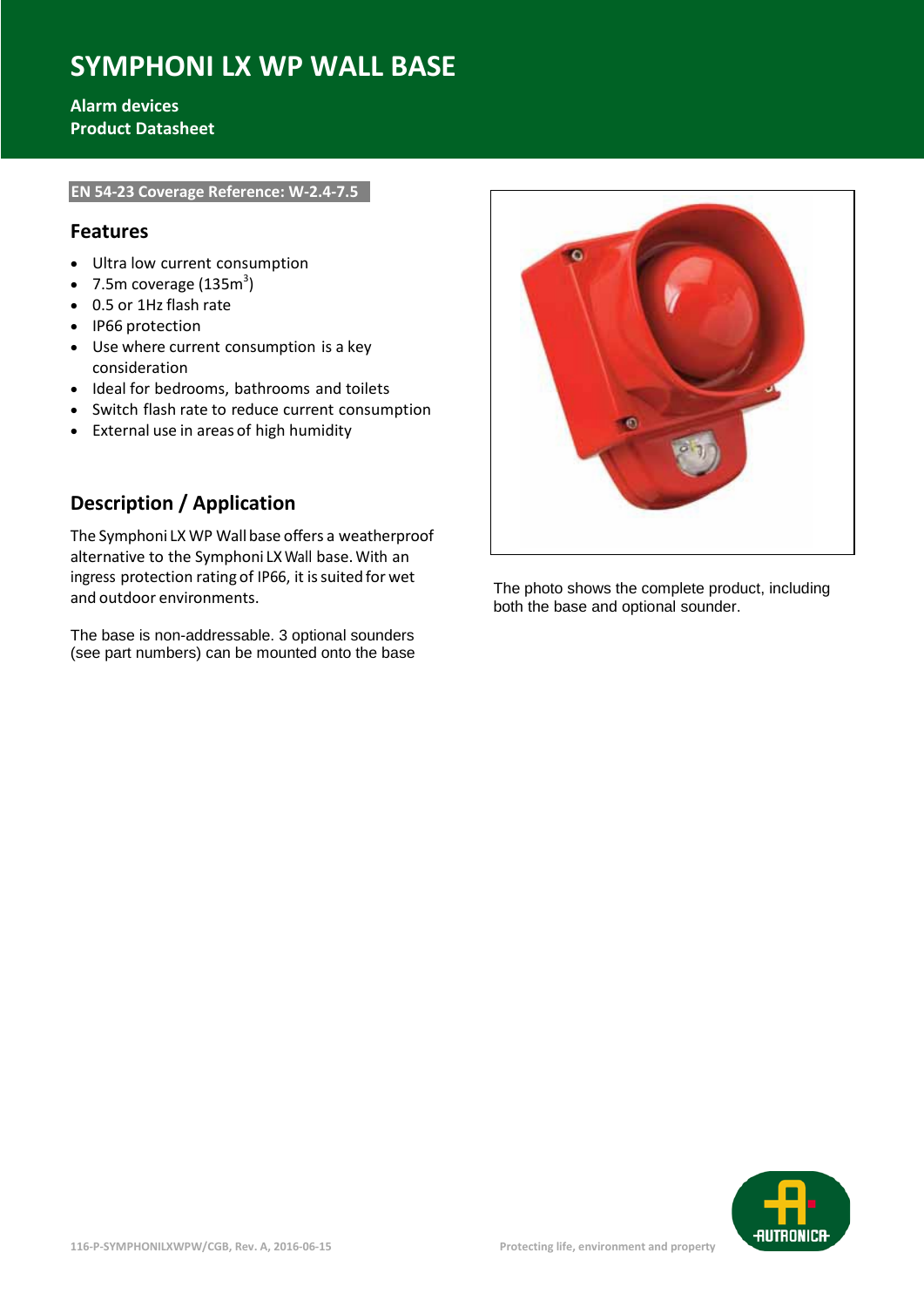# SYMPHONI LX WP WALL BASE

**Alarm devices**
**Product Datasheet**

**EN 54-23 Coverage Reference: W-2.4-7.5**

## Features

- Ultra low current consumption
- 7.5m coverage ($135m^3$)
- 0.5 or 1Hz flash rate
- IP66 protection
- Use where current consumption is a key consideration
- Ideal for bedrooms, bathrooms and toilets
- Switch flash rate to reduce current consumption
- External use in areas of high humidity

## Description / Application

The Symphoni LX WP Wall base offers a weatherproof alternative to the Symphoni LX Wall base. With an ingress protection rating of IP66, it is suited for wet and outdoor environments.

The base is non-addressable. 3 optional sounders (see part numbers) can be mounted onto the base

The photo shows the complete product, including both the base and optional sounder.

116-P-SYMPHONILXWPW/CGB, Rev. A, 2016-06-15

Protecting life, environment and property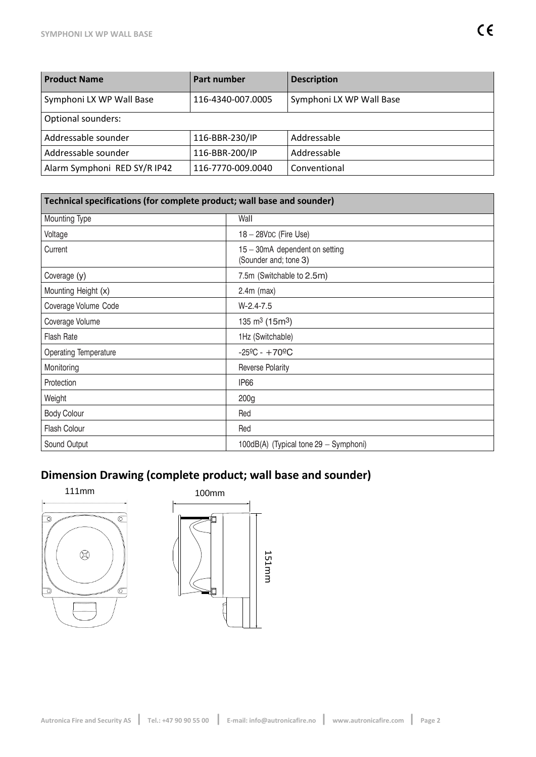| Product Name | Part number | Description |
| --- | --- | --- |
| Symphoni LX WP Wall Base | 116-4340-007.0005 | Symphoni LX WP Wall Base |
| Optional sounders: | | |
| Addressable sounder | 116-BBR-230/IP | Addressable |
| Addressable sounder | 116-BBR-200/IP | Addressable |
| Alarm Symphoni RED SY/R IP42 | 116-7770-009.0040 | Conventional |

| Technical specifications (for complete product; wall base and sounder) | |
| --- | --- |
| Mounting Type | Wall |
| Voltage | 18 – 28VDC (Fire Use) |
| Current | 15 – 30mA dependent on setting (Sounder and; tone 3) |
| Coverage (y) | 7.5m (Switchable to 2.5m) |
| Mounting Height (x) | 2.4m (max) |
| Coverage Volume Code | W-2.4-7.5 |
| Coverage Volume | 135 $m^3$ (15$m^3$) |
| Flash Rate | 1Hz (Switchable) |
| Operating Temperature | -25ºC - +70ºC |
| Monitoring | Reverse Polarity |
| Protection | IP66 |
| Weight | 200g |
| Body Colour | Red |
| Flash Colour | Red |
| Sound Output | 100dB(A) (Typical tone 29 – Symphoni) |

## Dimension Drawing (complete product; wall base and sounder)

111mm

100mm

151mm